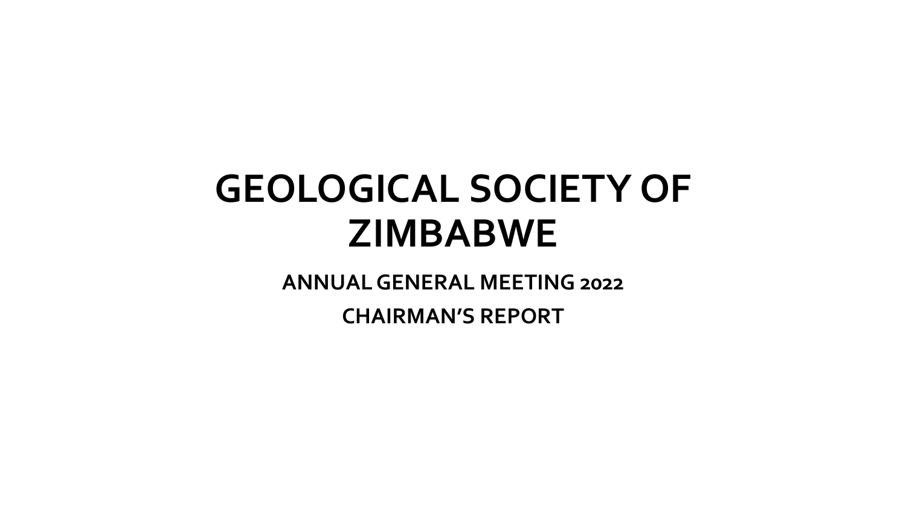# GEOLOGICAL SOCIETY OF ZIMBABWE

## ANNUAL GENERAL MEETING 2022

## CHAIRMAN'S REPORT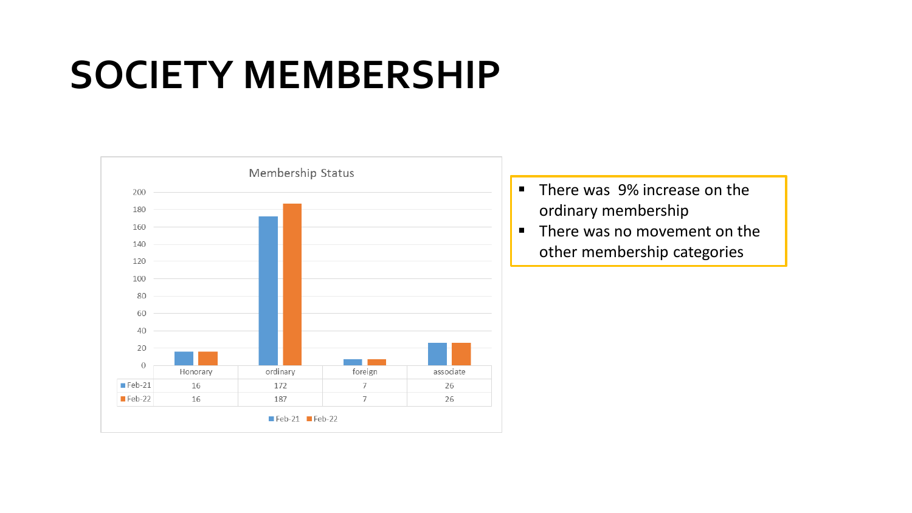# SOCIETY MEMBERSHIP

**Membership Status**

| | Honorary | ordinary | foreign | associate |
|---|---|---|---|---|
| Feb-21 | 16 | 172 | 7 | 26 |
| Feb-22 | 16 | 187 | 7 | 26 |

- There was 9% increase on the ordinary membership
- There was no movement on the other membership categories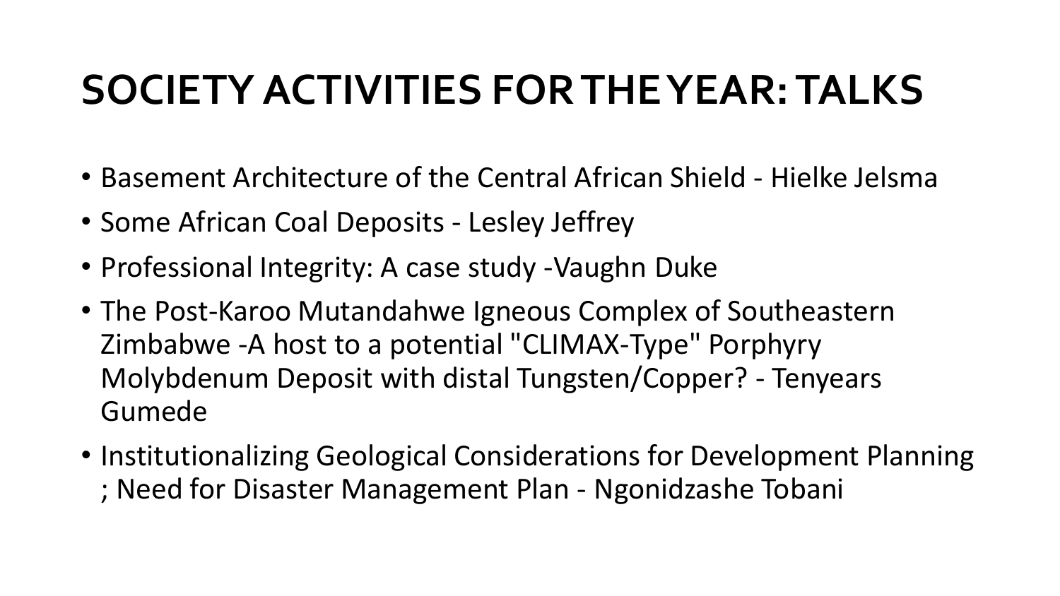# SOCIETY ACTIVITIES FOR THE YEAR: TALKS

- Basement Architecture of the Central African Shield - Hielke Jelsma
- Some African Coal Deposits - Lesley Jeffrey
- Professional Integrity: A case study -Vaughn Duke
- The Post-Karoo Mutandahwe Igneous Complex of Southeastern Zimbabwe -A host to a potential "CLIMAX-Type" Porphyry Molybdenum Deposit with distal Tungsten/Copper? - Tenyears Gumede
- Institutionalizing Geological Considerations for Development Planning ; Need for Disaster Management Plan - Ngonidzashe Tobani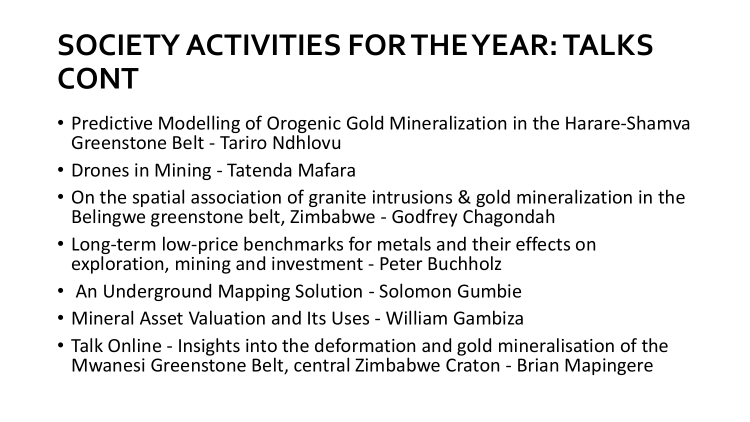# SOCIETY ACTIVITIES FOR THE YEAR: TALKS CONT

- Predictive Modelling of Orogenic Gold Mineralization in the Harare-Shamva Greenstone Belt - Tariro Ndhlovu
- Drones in Mining - Tatenda Mafara
- On the spatial association of granite intrusions & gold mineralization in the Belingwe greenstone belt, Zimbabwe - Godfrey Chagondah
- Long-term low-price benchmarks for metals and their effects on exploration, mining and investment - Peter Buchholz
- An Underground Mapping Solution - Solomon Gumbie
- Mineral Asset Valuation and Its Uses - William Gambiza
- Talk Online - Insights into the deformation and gold mineralisation of the Mwanesi Greenstone Belt, central Zimbabwe Craton - Brian Mapingere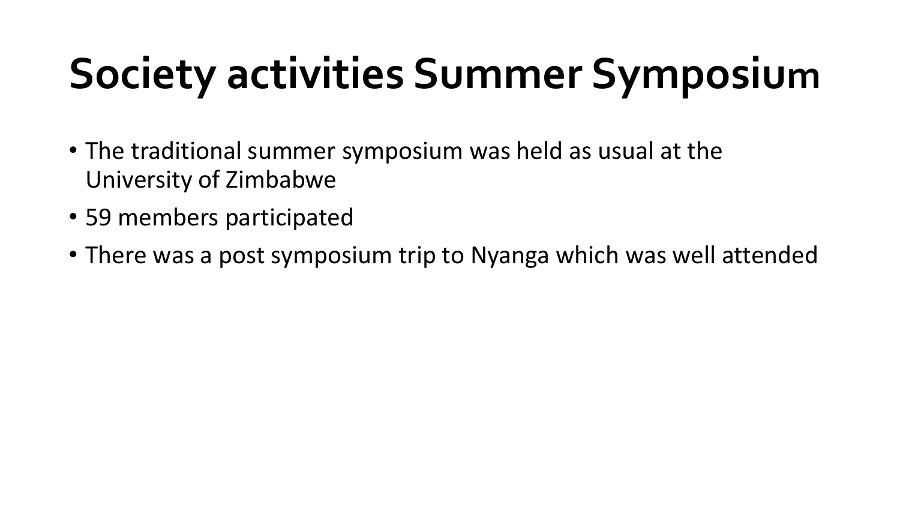# Society activities Summer Symposium

- The traditional summer symposium was held as usual at the University of Zimbabwe
- 59 members participated
- There was a post symposium trip to Nyanga which was well attended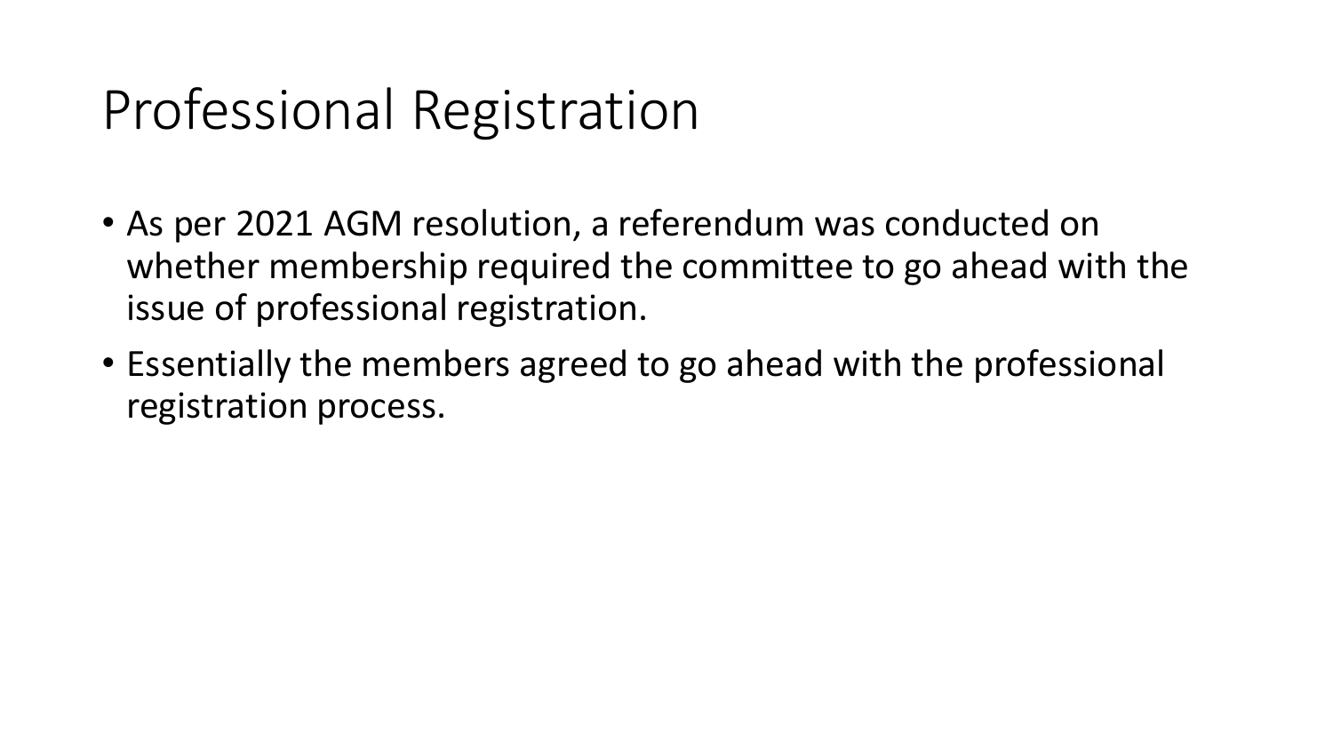# Professional Registration

- As per 2021 AGM resolution, a referendum was conducted on whether membership required the committee to go ahead with the issue of professional registration.
- Essentially the members agreed to go ahead with the professional registration process.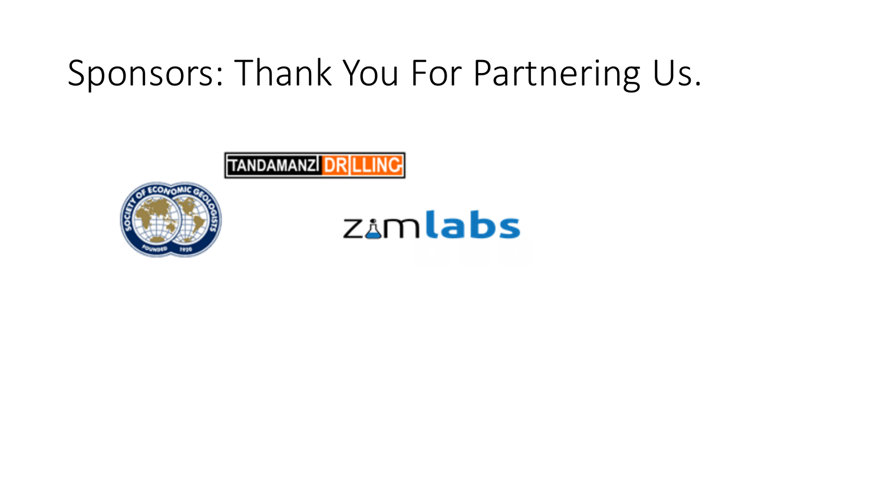# Sponsors: Thank You For Partnering Us.

TANDAMANZI DRILLING

SOCIETY OF ECONOMIC GEOLOGISTS FOUNDED 1920

zimlabs